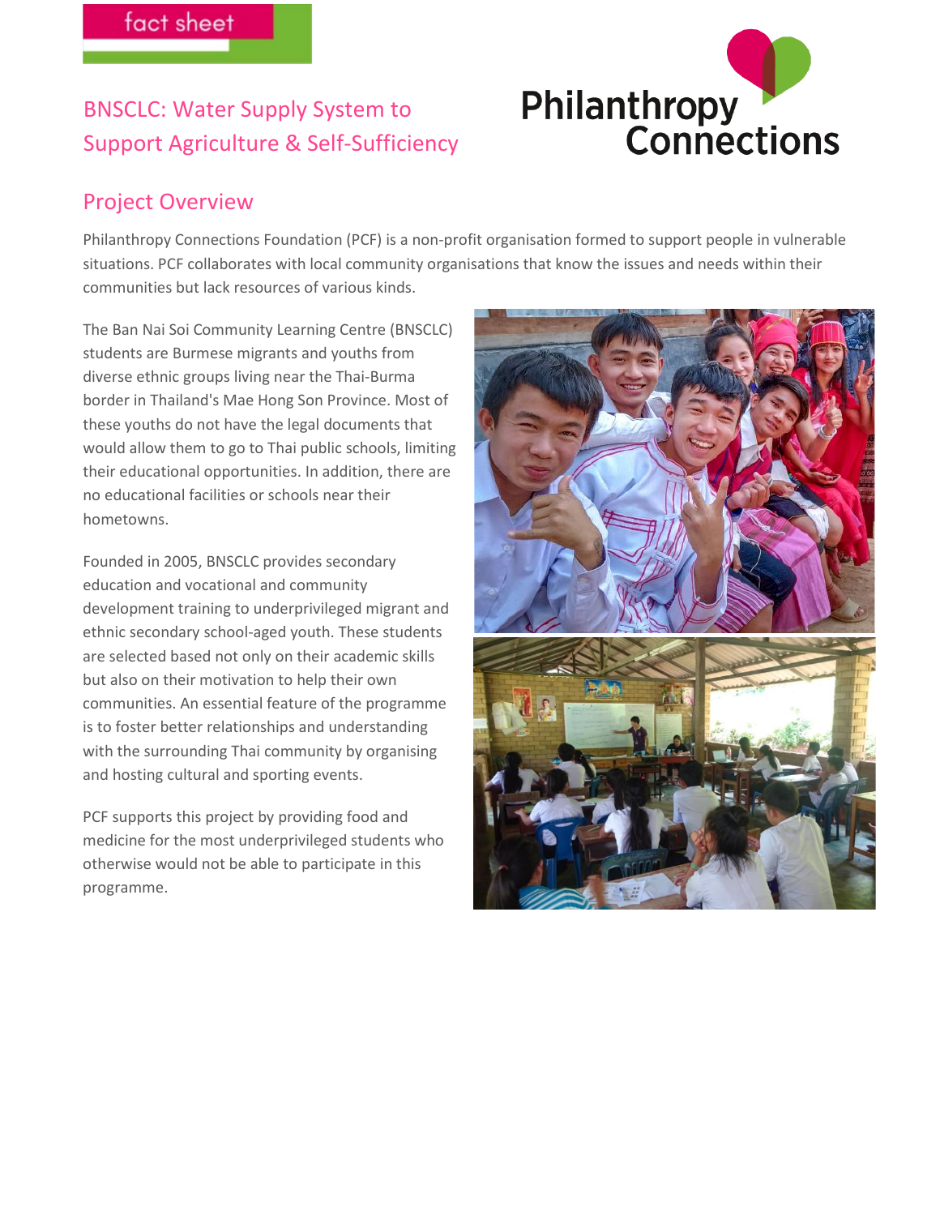fact sheet

# BNSCLC: Water Supply System to Support Agriculture & Self-Sufficiency

Philanthropy Connections

## Project Overview

Philanthropy Connections Foundation (PCF) is a non-profit organisation formed to support people in vulnerable situations. PCF collaborates with local community organisations that know the issues and needs within their communities but lack resources of various kinds.

The Ban Nai Soi Community Learning Centre (BNSCLC) students are Burmese migrants and youths from diverse ethnic groups living near the Thai-Burma border in Thailand's Mae Hong Son Province. Most of these youths do not have the legal documents that would allow them to go to Thai public schools, limiting their educational opportunities. In addition, there are no educational facilities or schools near their hometowns.

Founded in 2005, BNSCLC provides secondary education and vocational and community development training to underprivileged migrant and ethnic secondary school-aged youth. These students are selected based not only on their academic skills but also on their motivation to help their own communities. An essential feature of the programme is to foster better relationships and understanding with the surrounding Thai community by organising and hosting cultural and sporting events.

PCF supports this project by providing food and medicine for the most underprivileged students who otherwise would not be able to participate in this programme.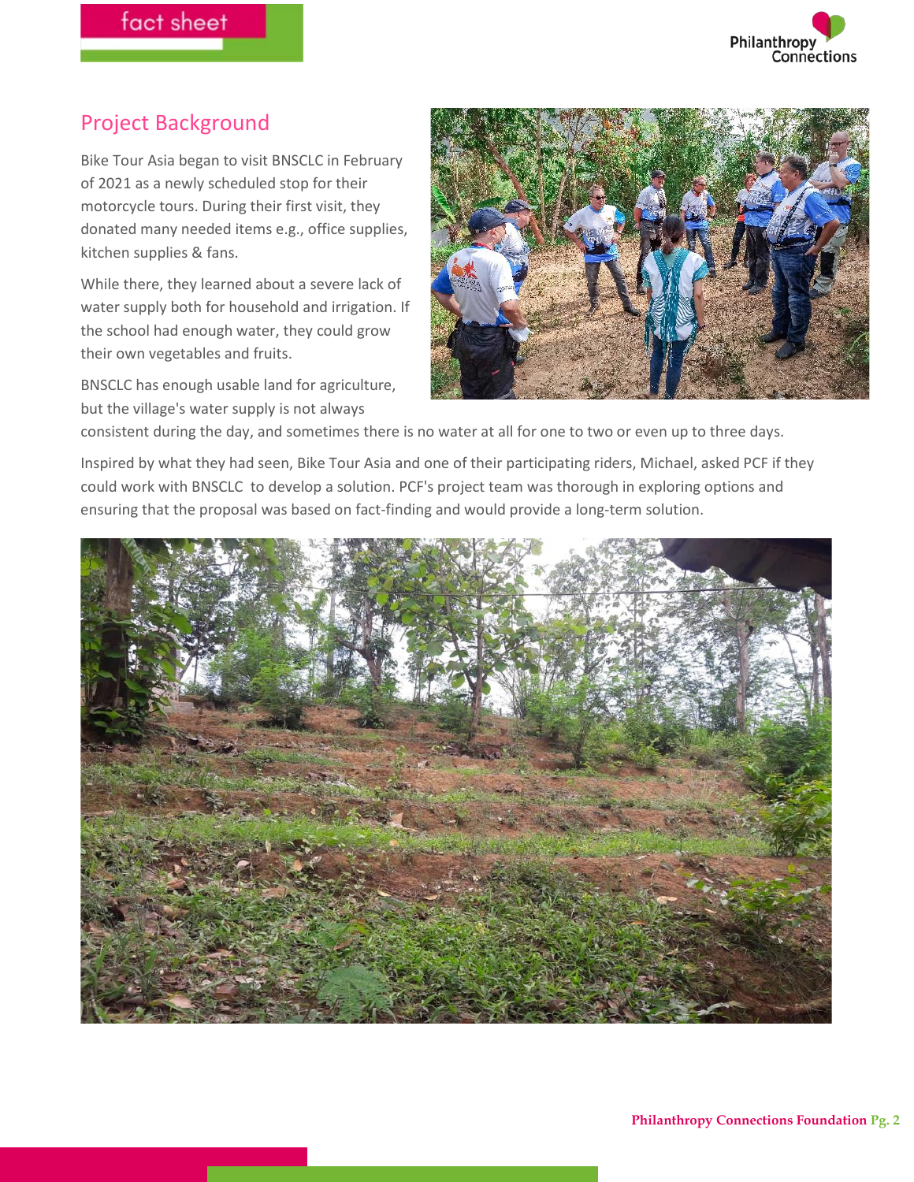## Project Background

Bike Tour Asia began to visit BNSCLC in February of 2021 as a newly scheduled stop for their motorcycle tours. During their first visit, they donated many needed items e.g., office supplies, kitchen supplies & fans.

While there, they learned about a severe lack of water supply both for household and irrigation. If the school had enough water, they could grow their own vegetables and fruits.

BNSCLC has enough usable land for agriculture, but the village's water supply is not always consistent during the day, and sometimes there is no water at all for one to two or even up to three days.

Inspired by what they had seen, Bike Tour Asia and one of their participating riders, Michael, asked PCF if they could work with BNSCLC to develop a solution. PCF's project team was thorough in exploring options and ensuring that the proposal was based on fact-finding and would provide a long-term solution.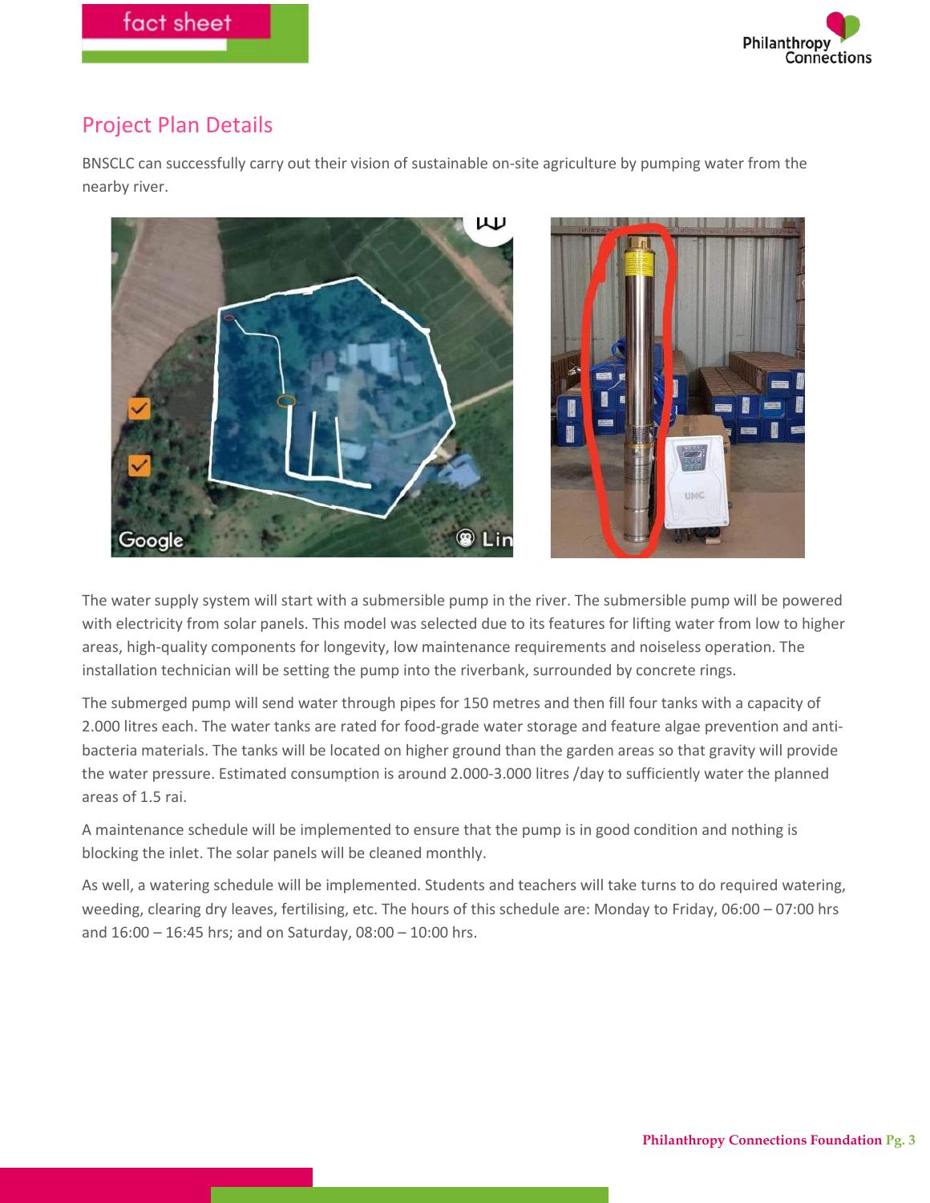## Project Plan Details

BNSCLC can successfully carry out their vision of sustainable on-site agriculture by pumping water from the nearby river.

The water supply system will start with a submersible pump in the river. The submersible pump will be powered with electricity from solar panels. This model was selected due to its features for lifting water from low to higher areas, high-quality components for longevity, low maintenance requirements and noiseless operation. The installation technician will be setting the pump into the riverbank, surrounded by concrete rings.

The submerged pump will send water through pipes for 150 metres and then fill four tanks with a capacity of 2.000 litres each. The water tanks are rated for food-grade water storage and feature algae prevention and anti-bacteria materials. The tanks will be located on higher ground than the garden areas so that gravity will provide the water pressure. Estimated consumption is around 2.000-3.000 litres /day to sufficiently water the planned areas of 1.5 rai.

A maintenance schedule will be implemented to ensure that the pump is in good condition and nothing is blocking the inlet. The solar panels will be cleaned monthly.

As well, a watering schedule will be implemented. Students and teachers will take turns to do required watering, weeding, clearing dry leaves, fertilising, etc. The hours of this schedule are: Monday to Friday, 06:00 – 07:00 hrs and 16:00 – 16:45 hrs; and on Saturday, 08:00 – 10:00 hrs.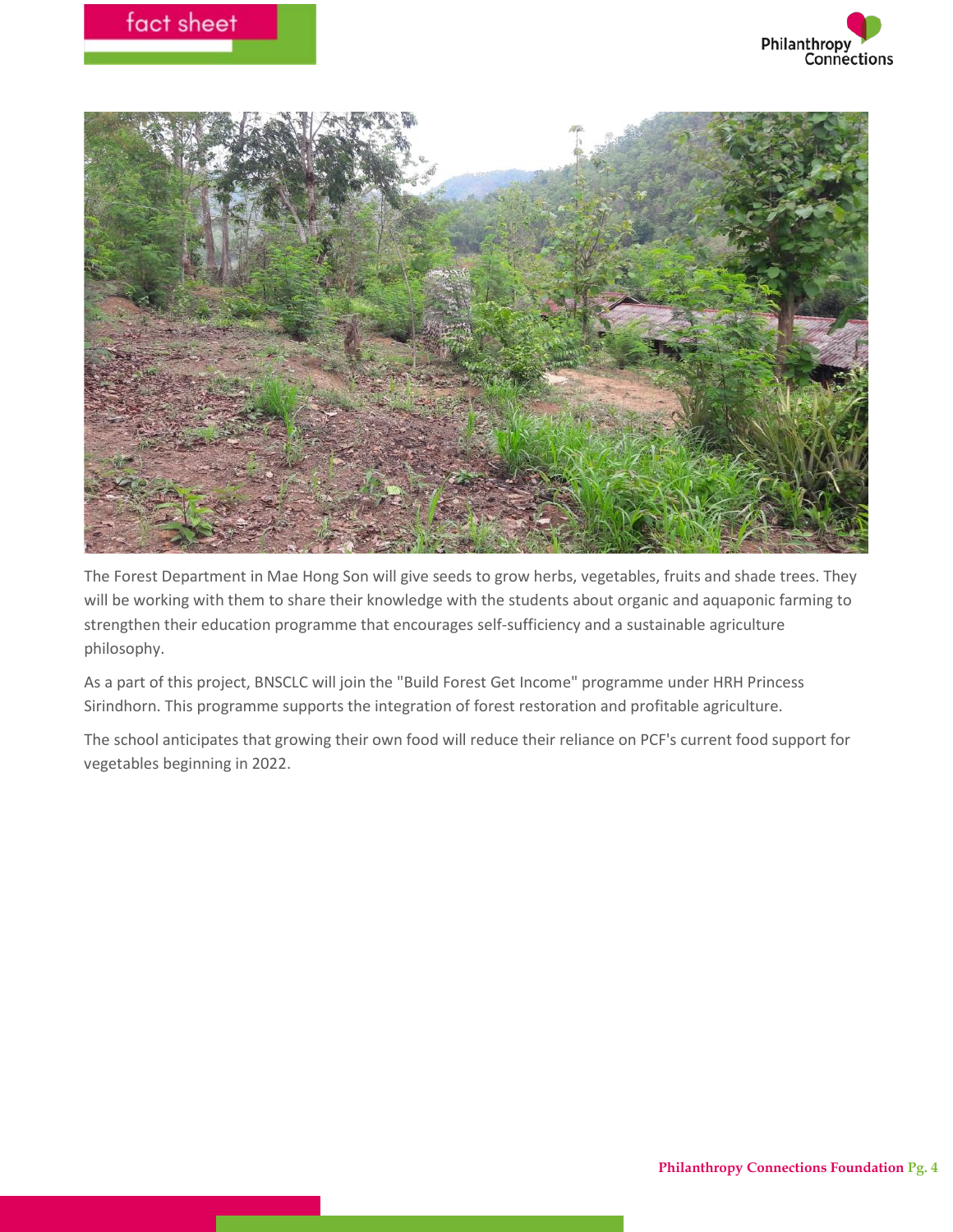The Forest Department in Mae Hong Son will give seeds to grow herbs, vegetables, fruits and shade trees. They will be working with them to share their knowledge with the students about organic and aquaponic farming to strengthen their education programme that encourages self-sufficiency and a sustainable agriculture philosophy.

As a part of this project, BNSCLC will join the "Build Forest Get Income" programme under HRH Princess Sirindhorn. This programme supports the integration of forest restoration and profitable agriculture.

The school anticipates that growing their own food will reduce their reliance on PCF's current food support for vegetables beginning in 2022.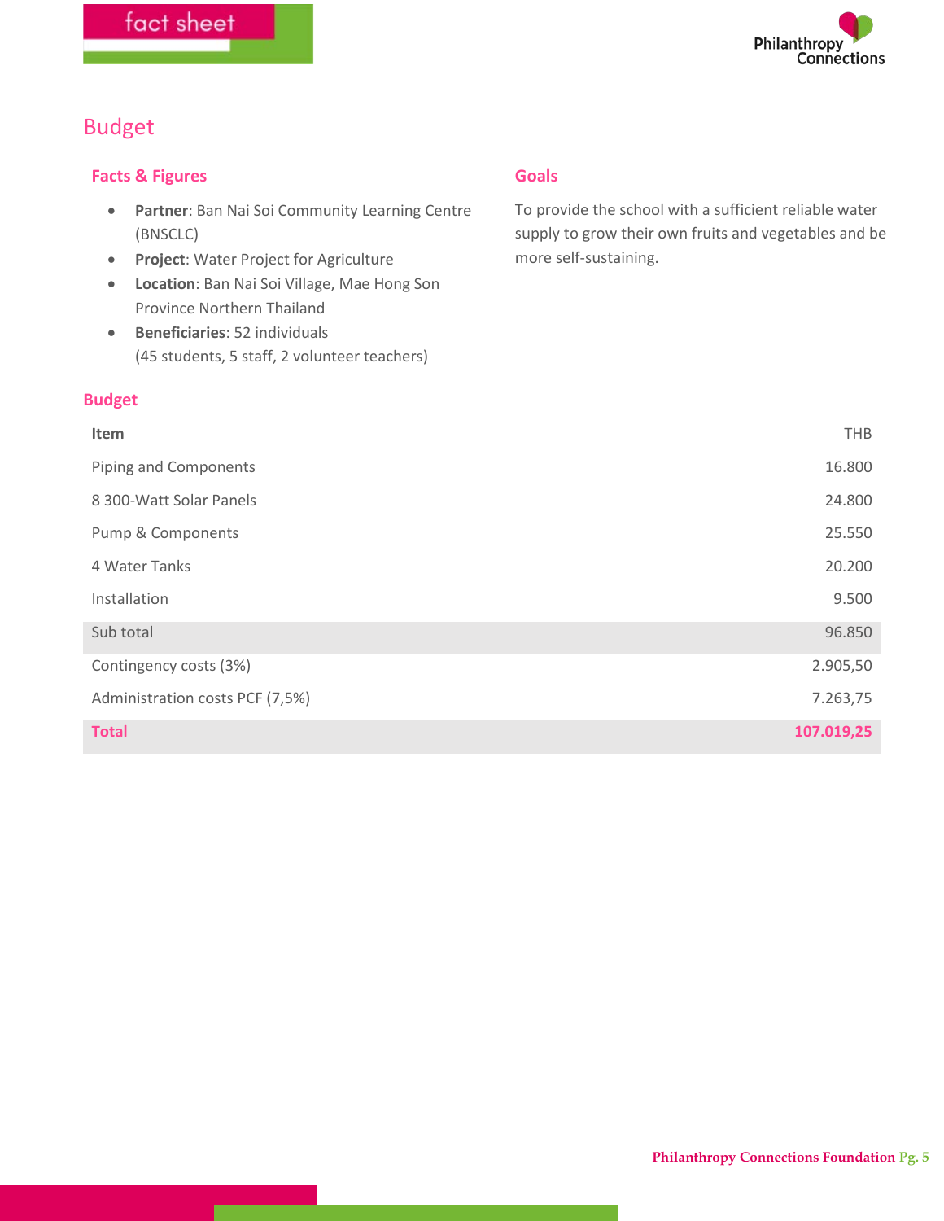# Budget

## Facts & Figures

- **Partner**: Ban Nai Soi Community Learning Centre (BNSCLC)
- **Project**: Water Project for Agriculture
- **Location**: Ban Nai Soi Village, Mae Hong Son Province Northern Thailand
- **Beneficiaries**: 52 individuals (45 students, 5 staff, 2 volunteer teachers)

## Goals

To provide the school with a sufficient reliable water supply to grow their own fruits and vegetables and be more self-sustaining.

## Budget

| Item | THB |
| --- | --- |
| Piping and Components | 16.800 |
| 8 300-Watt Solar Panels | 24.800 |
| Pump & Components | 25.550 |
| 4 Water Tanks | 20.200 |
| Installation | 9.500 |
| Sub total | 96.850 |
| Contingency costs (3%) | 2.905,50 |
| Administration costs PCF (7,5%) | 7.263,75 |
| **Total** | **107.019,25** |